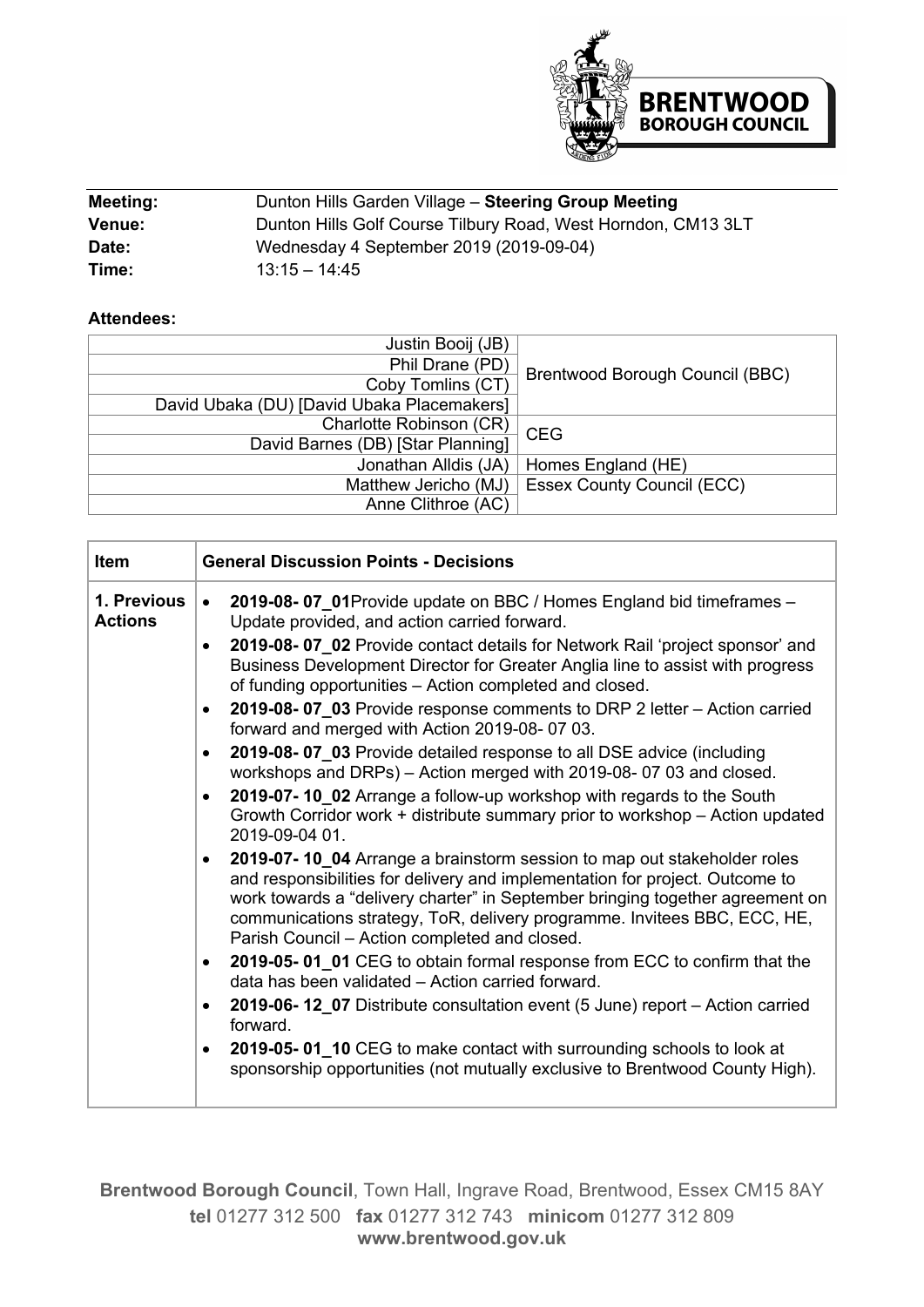| **Meeting:** | Dunton Hills Garden Village – **Steering Group Meeting** |
|---|---|
| **Venue:** | Dunton Hills Golf Course Tilbury Road, West Horndon, CM13 3LT |
| **Date:** | Wednesday 4 September 2019 (2019-09-04) |
| **Time:** | 13:15 – 14:45 |

**Attendees:**

| Name | Organisation |
|---|---|
| Justin Booij (JB) | Brentwood Borough Council (BBC) |
| Phil Drane (PD) | |
| Coby Tomlins (CT) | |
| David Ubaka (DU) [David Ubaka Placemakers] | |
| Charlotte Robinson (CR) | CEG |
| David Barnes (DB) [Star Planning] | |
| Jonathan Alldis (JA) | Homes England (HE) |
| Matthew Jericho (MJ) | Essex County Council (ECC) |
| Anne Clithroe (AC) | |

| Item | General Discussion Points - Decisions |
|---|---|
| **1. Previous Actions** | • **2019-08- 07_01**Provide update on BBC / Homes England bid timeframes – Update provided, and action carried forward.<br>• **2019-08- 07_02** Provide contact details for Network Rail 'project sponsor' and Business Development Director for Greater Anglia line to assist with progress of funding opportunities – Action completed and closed.<br>• **2019-08- 07_03** Provide response comments to DRP 2 letter – Action carried forward and merged with Action 2019-08- 07 03.<br>• **2019-08- 07_03** Provide detailed response to all DSE advice (including workshops and DRPs) – Action merged with 2019-08- 07 03 and closed.<br>• **2019-07- 10_02** Arrange a follow-up workshop with regards to the South Growth Corridor work + distribute summary prior to workshop – Action updated 2019-09-04 01.<br>• **2019-07- 10_04** Arrange a brainstorm session to map out stakeholder roles and responsibilities for delivery and implementation for project. Outcome to work towards a "delivery charter" in September bringing together agreement on communications strategy, ToR, delivery programme. Invitees BBC, ECC, HE, Parish Council – Action completed and closed.<br>• **2019-05- 01_01** CEG to obtain formal response from ECC to confirm that the data has been validated – Action carried forward.<br>• **2019-06- 12_07** Distribute consultation event (5 June) report – Action carried forward.<br>• **2019-05- 01_10** CEG to make contact with surrounding schools to look at sponsorship opportunities (not mutually exclusive to Brentwood County High). |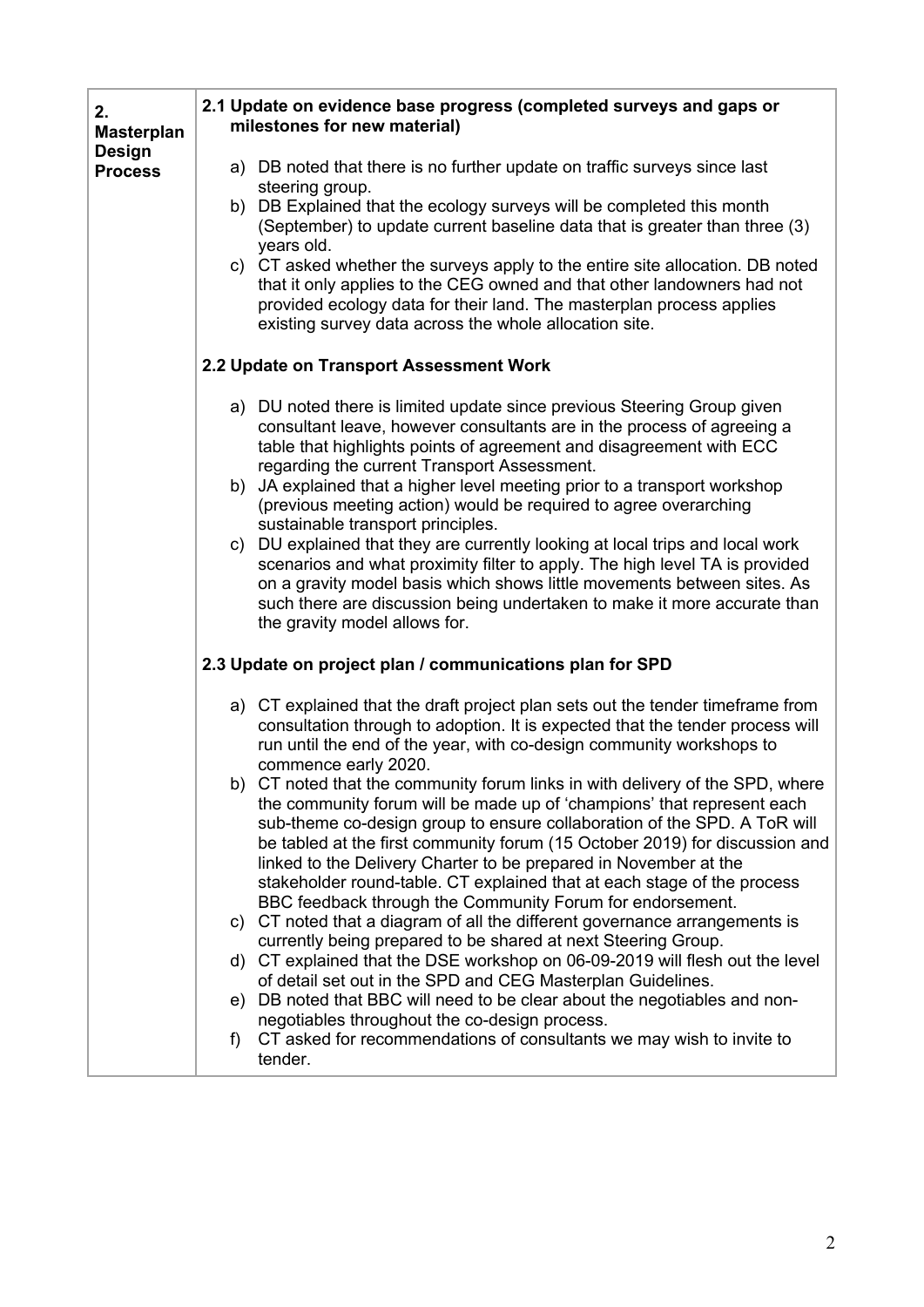| 2. Masterplan Design Process | **2.1 Update on evidence base progress (completed surveys and gaps or milestones for new material)**<br><br>a) DB noted that there is no further update on traffic surveys since last steering group.<br>b) DB Explained that the ecology surveys will be completed this month (September) to update current baseline data that is greater than three (3) years old.<br>c) CT asked whether the surveys apply to the entire site allocation. DB noted that it only applies to the CEG owned and that other landowners had not provided ecology data for their land. The masterplan process applies existing survey data across the whole allocation site.<br><br>**2.2 Update on Transport Assessment Work**<br><br>a) DU noted there is limited update since previous Steering Group given consultant leave, however consultants are in the process of agreeing a table that highlights points of agreement and disagreement with ECC regarding the current Transport Assessment.<br>b) JA explained that a higher level meeting prior to a transport workshop (previous meeting action) would be required to agree overarching sustainable transport principles.<br>c) DU explained that they are currently looking at local trips and local work scenarios and what proximity filter to apply. The high level TA is provided on a gravity model basis which shows little movements between sites. As such there are discussion being undertaken to make it more accurate than the gravity model allows for.<br><br>**2.3 Update on project plan / communications plan for SPD**<br><br>a) CT explained that the draft project plan sets out the tender timeframe from consultation through to adoption. It is expected that the tender process will run until the end of the year, with co-design community workshops to commence early 2020.<br>b) CT noted that the community forum links in with delivery of the SPD, where the community forum will be made up of 'champions' that represent each sub-theme co-design group to ensure collaboration of the SPD. A ToR will be tabled at the first community forum (15 October 2019) for discussion and linked to the Delivery Charter to be prepared in November at the stakeholder round-table. CT explained that at each stage of the process BBC feedback through the Community Forum for endorsement.<br>c) CT noted that a diagram of all the different governance arrangements is currently being prepared to be shared at next Steering Group.<br>d) CT explained that the DSE workshop on 06-09-2019 will flesh out the level of detail set out in the SPD and CEG Masterplan Guidelines.<br>e) DB noted that BBC will need to be clear about the negotiables and non-negotiables throughout the co-design process.<br>f) CT asked for recommendations of consultants we may wish to invite to tender. |
|---|---|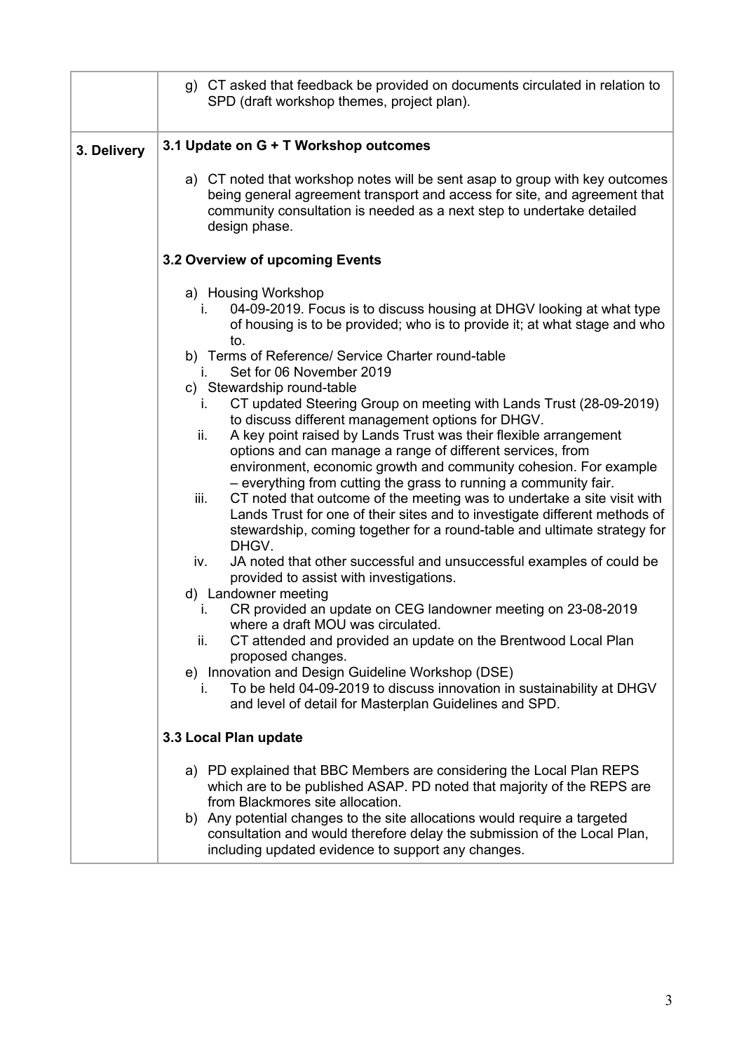| | |
|---|---|
| | g) CT asked that feedback be provided on documents circulated in relation to SPD (draft workshop themes, project plan). |
| **3. Delivery** | **3.1 Update on G + T Workshop outcomes**<br><br>a) CT noted that workshop notes will be sent asap to group with key outcomes being general agreement transport and access for site, and agreement that community consultation is needed as a next step to undertake detailed design phase.<br><br>**3.2 Overview of upcoming Events**<br><br>a) Housing Workshop<br>i. 04-09-2019. Focus is to discuss housing at DHGV looking at what type of housing is to be provided; who is to provide it; at what stage and who to.<br>b) Terms of Reference/ Service Charter round-table<br>i. Set for 06 November 2019<br>c) Stewardship round-table<br>i. CT updated Steering Group on meeting with Lands Trust (28-09-2019) to discuss different management options for DHGV.<br>ii. A key point raised by Lands Trust was their flexible arrangement options and can manage a range of different services, from environment, economic growth and community cohesion. For example – everything from cutting the grass to running a community fair.<br>iii. CT noted that outcome of the meeting was to undertake a site visit with Lands Trust for one of their sites and to investigate different methods of stewardship, coming together for a round-table and ultimate strategy for DHGV.<br>iv. JA noted that other successful and unsuccessful examples of could be provided to assist with investigations.<br>d) Landowner meeting<br>i. CR provided an update on CEG landowner meeting on 23-08-2019 where a draft MOU was circulated.<br>ii. CT attended and provided an update on the Brentwood Local Plan proposed changes.<br>e) Innovation and Design Guideline Workshop (DSE)<br>i. To be held 04-09-2019 to discuss innovation in sustainability at DHGV and level of detail for Masterplan Guidelines and SPD.<br><br>**3.3 Local Plan update**<br><br>a) PD explained that BBC Members are considering the Local Plan REPS which are to be published ASAP. PD noted that majority of the REPS are from Blackmores site allocation.<br>b) Any potential changes to the site allocations would require a targeted consultation and would therefore delay the submission of the Local Plan, including updated evidence to support any changes. |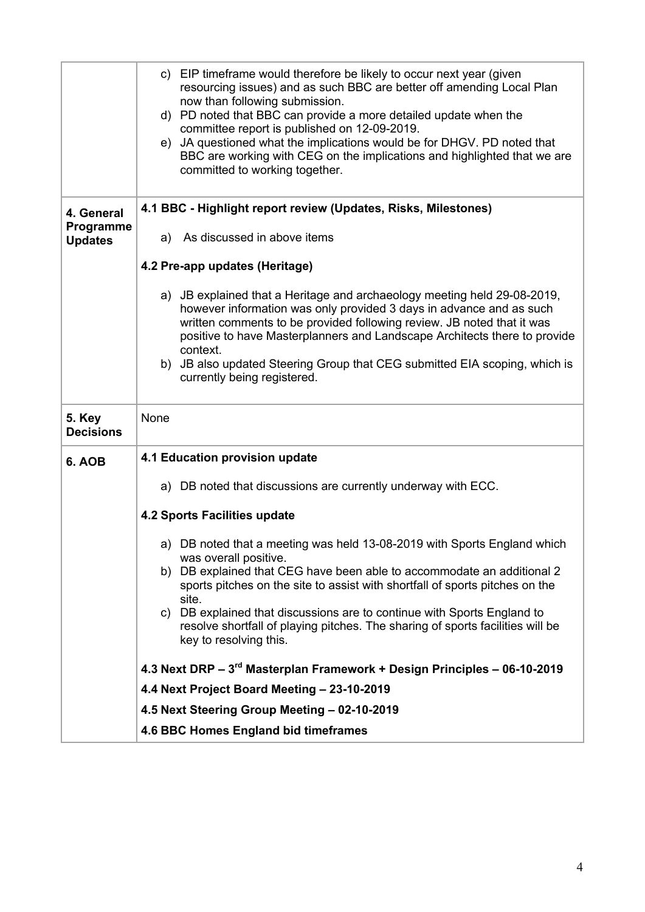| | |
|---|---|
| | c) EIP timeframe would therefore be likely to occur next year (given resourcing issues) and as such BBC are better off amending Local Plan now than following submission.<br>d) PD noted that BBC can provide a more detailed update when the committee report is published on 12-09-2019.<br>e) JA questioned what the implications would be for DHGV. PD noted that BBC are working with CEG on the implications and highlighted that we are committed to working together. |
| **4. General Programme Updates** | **4.1 BBC - Highlight report review (Updates, Risks, Milestones)**<br>a) As discussed in above items<br>**4.2 Pre-app updates (Heritage)**<br>a) JB explained that a Heritage and archaeology meeting held 29-08-2019, however information was only provided 3 days in advance and as such written comments to be provided following review. JB noted that it was positive to have Masterplanners and Landscape Architects there to provide context.<br>b) JB also updated Steering Group that CEG submitted EIA scoping, which is currently being registered. |
| **5. Key Decisions** | None |
| **6. AOB** | **4.1 Education provision update**<br>a) DB noted that discussions are currently underway with ECC.<br>**4.2 Sports Facilities update**<br>a) DB noted that a meeting was held 13-08-2019 with Sports England which was overall positive.<br>b) DB explained that CEG have been able to accommodate an additional 2 sports pitches on the site to assist with shortfall of sports pitches on the site.<br>c) DB explained that discussions are to continue with Sports England to resolve shortfall of playing pitches. The sharing of sports facilities will be key to resolving this.<br>**4.3 Next DRP – 3rd Masterplan Framework + Design Principles – 06-10-2019**<br>**4.4 Next Project Board Meeting – 23-10-2019**<br>**4.5 Next Steering Group Meeting – 02-10-2019**<br>**4.6 BBC Homes England bid timeframes** |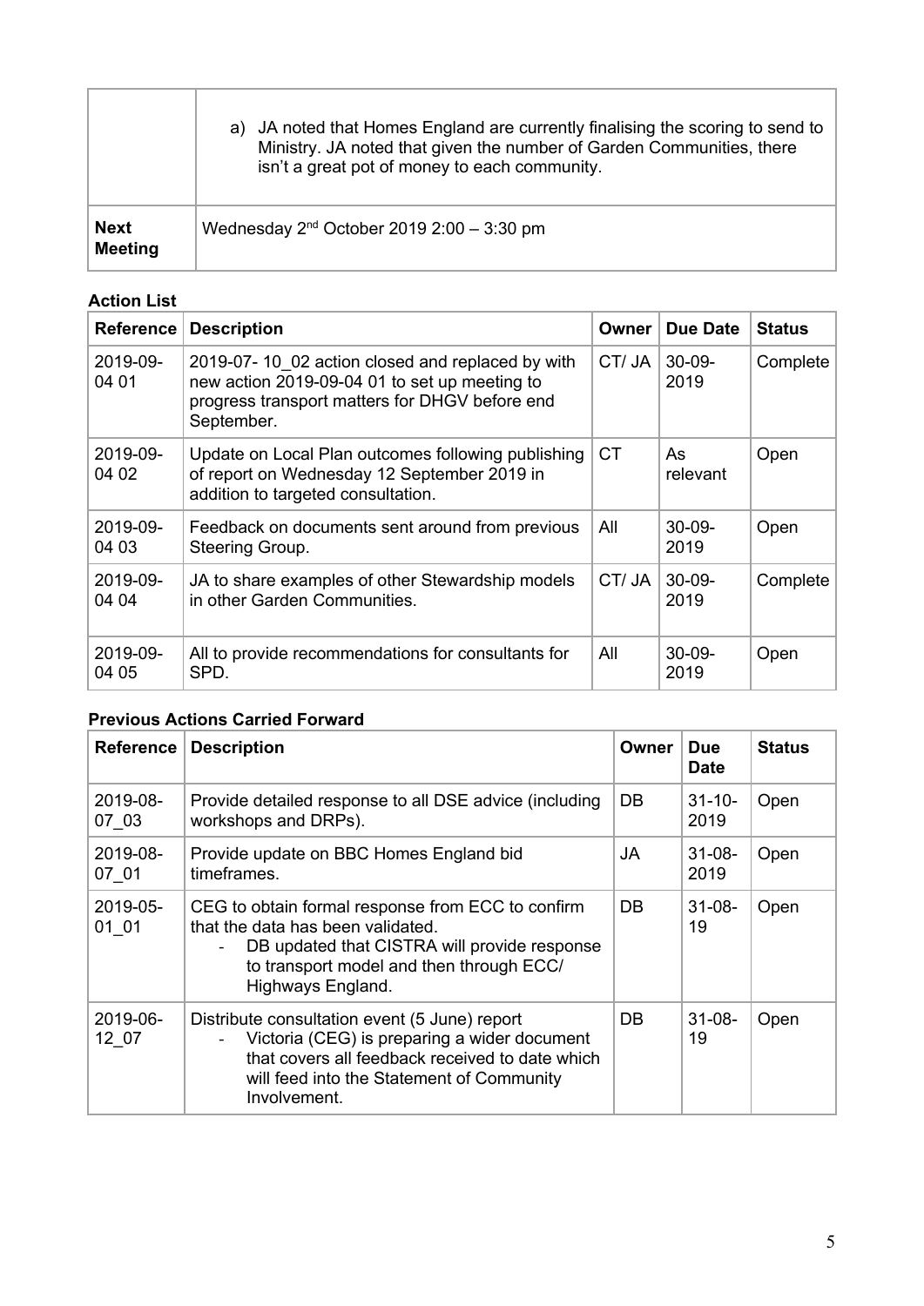| | |
|---|---|
| | a) JA noted that Homes England are currently finalising the scoring to send to Ministry. JA noted that given the number of Garden Communities, there isn't a great pot of money to each community. |
| **Next Meeting** | Wednesday 2nd October 2019 2:00 – 3:30 pm |

**Action List**

| Reference | Description | Owner | Due Date | Status |
|---|---|---|---|---|
| 2019-09-04 01 | 2019-07- 10_02 action closed and replaced by with new action 2019-09-04 01 to set up meeting to progress transport matters for DHGV before end September. | CT/ JA | 30-09-2019 | Complete |
| 2019-09-04 02 | Update on Local Plan outcomes following publishing of report on Wednesday 12 September 2019 in addition to targeted consultation. | CT | As relevant | Open |
| 2019-09-04 03 | Feedback on documents sent around from previous Steering Group. | All | 30-09-2019 | Open |
| 2019-09-04 04 | JA to share examples of other Stewardship models in other Garden Communities. | CT/ JA | 30-09-2019 | Complete |
| 2019-09-04 05 | All to provide recommendations for consultants for SPD. | All | 30-09-2019 | Open |

**Previous Actions Carried Forward**

| Reference | Description | Owner | Due Date | Status |
|---|---|---|---|---|
| 2019-08-07_03 | Provide detailed response to all DSE advice (including workshops and DRPs). | DB | 31-10-2019 | Open |
| 2019-08-07_01 | Provide update on BBC Homes England bid timeframes. | JA | 31-08-2019 | Open |
| 2019-05-01_01 | CEG to obtain formal response from ECC to confirm that the data has been validated.<br>- DB updated that CISTRA will provide response to transport model and then through ECC/ Highways England. | DB | 31-08-19 | Open |
| 2019-06-12_07 | Distribute consultation event (5 June) report<br>- Victoria (CEG) is preparing a wider document that covers all feedback received to date which will feed into the Statement of Community Involvement. | DB | 31-08-19 | Open |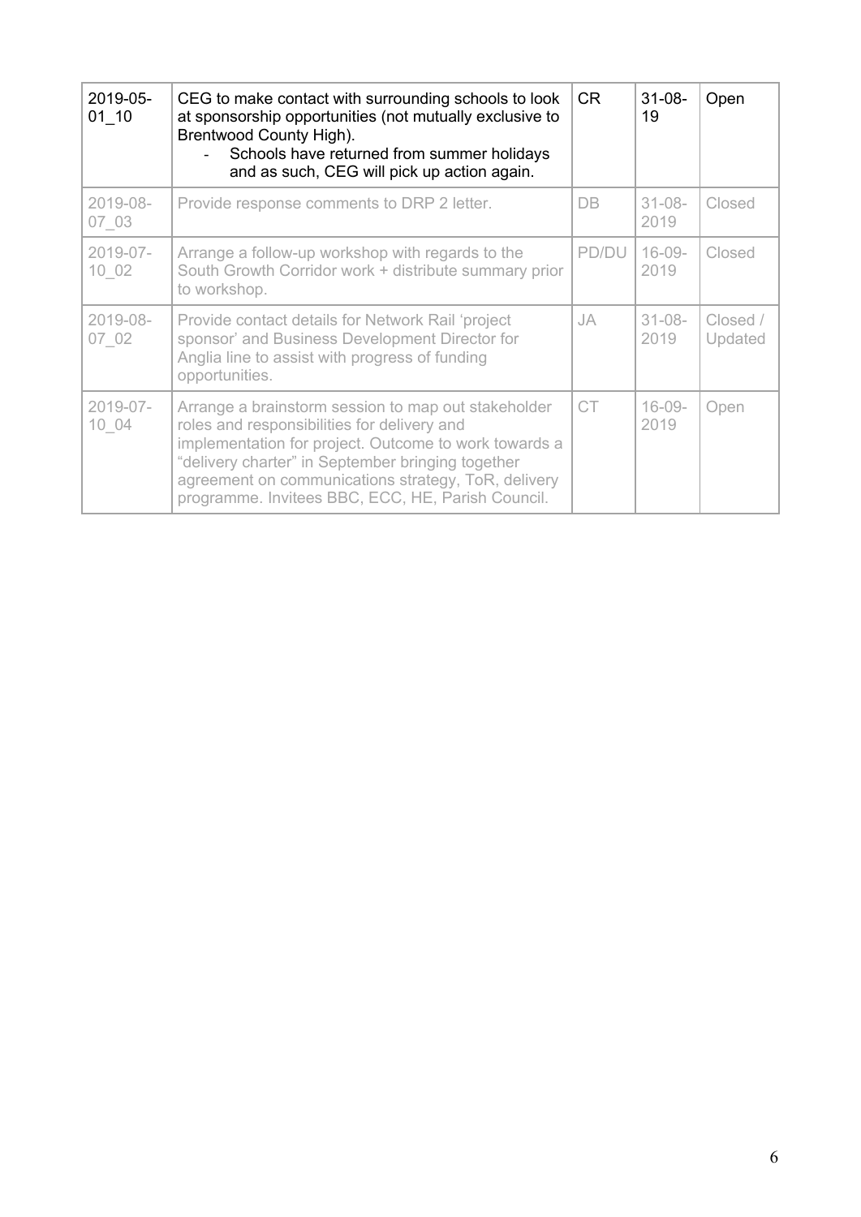| | | | | |
|---|---|---|---|---|
| 2019-05-01_10 | CEG to make contact with surrounding schools to look at sponsorship opportunities (not mutually exclusive to Brentwood County High).<br>- Schools have returned from summer holidays and as such, CEG will pick up action again. | CR | 31-08-19 | Open |
| 2019-08-07_03 | Provide response comments to DRP 2 letter. | DB | 31-08-2019 | Closed |
| 2019-07-10_02 | Arrange a follow-up workshop with regards to the South Growth Corridor work + distribute summary prior to workshop. | PD/DU | 16-09-2019 | Closed |
| 2019-08-07_02 | Provide contact details for Network Rail 'project sponsor' and Business Development Director for Anglia line to assist with progress of funding opportunities. | JA | 31-08-2019 | Closed / Updated |
| 2019-07-10_04 | Arrange a brainstorm session to map out stakeholder roles and responsibilities for delivery and implementation for project. Outcome to work towards a "delivery charter" in September bringing together agreement on communications strategy, ToR, delivery programme. Invitees BBC, ECC, HE, Parish Council. | CT | 16-09-2019 | Open |